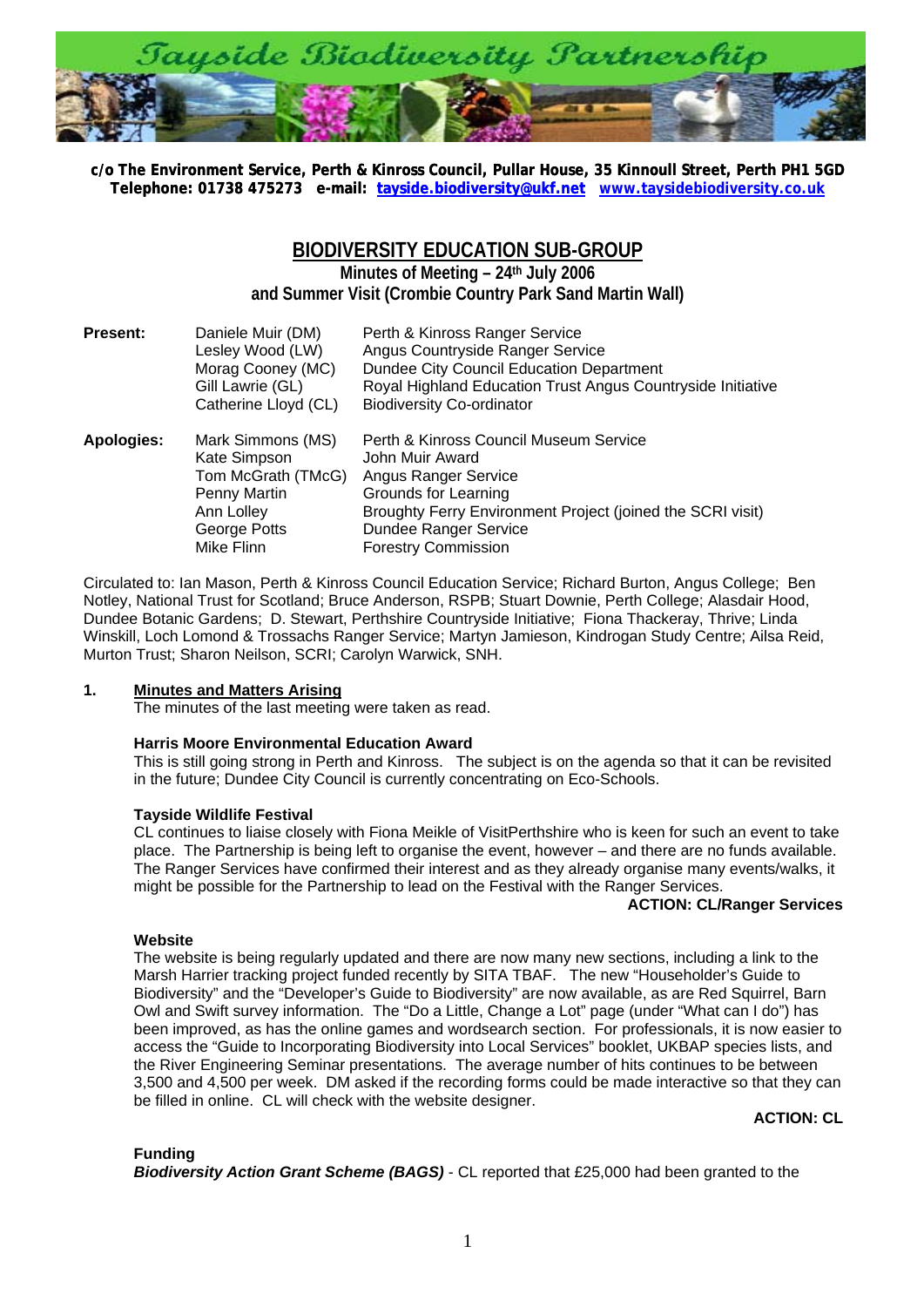Tayside Biodiversity Partnership

**c/o The Environment Service, Perth & Kinross Council, Pullar House, 35 Kinnoull Street, Perth PH1 5GD**
**Telephone: 01738 475273 e-mail: tayside.biodiversity@ukf.net www.taysidebiodiversity.co.uk**

# BIODIVERSITY EDUCATION SUB-GROUP

**Minutes of Meeting – 24th July 2006**
**and Summer Visit (Crombie Country Park Sand Martin Wall)**

| | | |
|---|---|---|
| **Present:** | Daniele Muir (DM) | Perth & Kinross Ranger Service |
| | Lesley Wood (LW) | Angus Countryside Ranger Service |
| | Morag Cooney (MC) | Dundee City Council Education Department |
| | Gill Lawrie (GL) | Royal Highland Education Trust Angus Countryside Initiative |
| | Catherine Lloyd (CL) | Biodiversity Co-ordinator |
| **Apologies:** | Mark Simmons (MS) | Perth & Kinross Council Museum Service |
| | Kate Simpson | John Muir Award |
| | Tom McGrath (TMcG) | Angus Ranger Service |
| | Penny Martin | Grounds for Learning |
| | Ann Lolley | Broughty Ferry Environment Project (joined the SCRI visit) |
| | George Potts | Dundee Ranger Service |
| | Mike Flinn | Forestry Commission |

Circulated to: Ian Mason, Perth & Kinross Council Education Service; Richard Burton, Angus College; Ben Notley, National Trust for Scotland; Bruce Anderson, RSPB; Stuart Downie, Perth College; Alasdair Hood, Dundee Botanic Gardens; D. Stewart, Perthshire Countryside Initiative; Fiona Thackeray, Thrive; Linda Winskill, Loch Lomond & Trossachs Ranger Service; Martyn Jamieson, Kindrogan Study Centre; Ailsa Reid, Murton Trust; Sharon Neilson, SCRI; Carolyn Warwick, SNH.

## 1. Minutes and Matters Arising

The minutes of the last meeting were taken as read.

**Harris Moore Environmental Education Award**

This is still going strong in Perth and Kinross. The subject is on the agenda so that it can be revisited in the future; Dundee City Council is currently concentrating on Eco-Schools.

**Tayside Wildlife Festival**

CL continues to liaise closely with Fiona Meikle of VisitPerthshire who is keen for such an event to take place. The Partnership is being left to organise the event, however – and there are no funds available. The Ranger Services have confirmed their interest and as they already organise many events/walks, it might be possible for the Partnership to lead on the Festival with the Ranger Services.

**ACTION: CL/Ranger Services**

**Website**

The website is being regularly updated and there are now many new sections, including a link to the Marsh Harrier tracking project funded recently by SITA TBAF. The new "Householder's Guide to Biodiversity" and the "Developer's Guide to Biodiversity" are now available, as are Red Squirrel, Barn Owl and Swift survey information. The "Do a Little, Change a Lot" page (under "What can I do") has been improved, as has the online games and wordsearch section. For professionals, it is now easier to access the "Guide to Incorporating Biodiversity into Local Services" booklet, UKBAP species lists, and the River Engineering Seminar presentations. The average number of hits continues to be between 3,500 and 4,500 per week. DM asked if the recording forms could be made interactive so that they can be filled in online. CL will check with the website designer.

**ACTION: CL**

**Funding**

***Biodiversity Action Grant Scheme (BAGS)*** - CL reported that £25,000 had been granted to the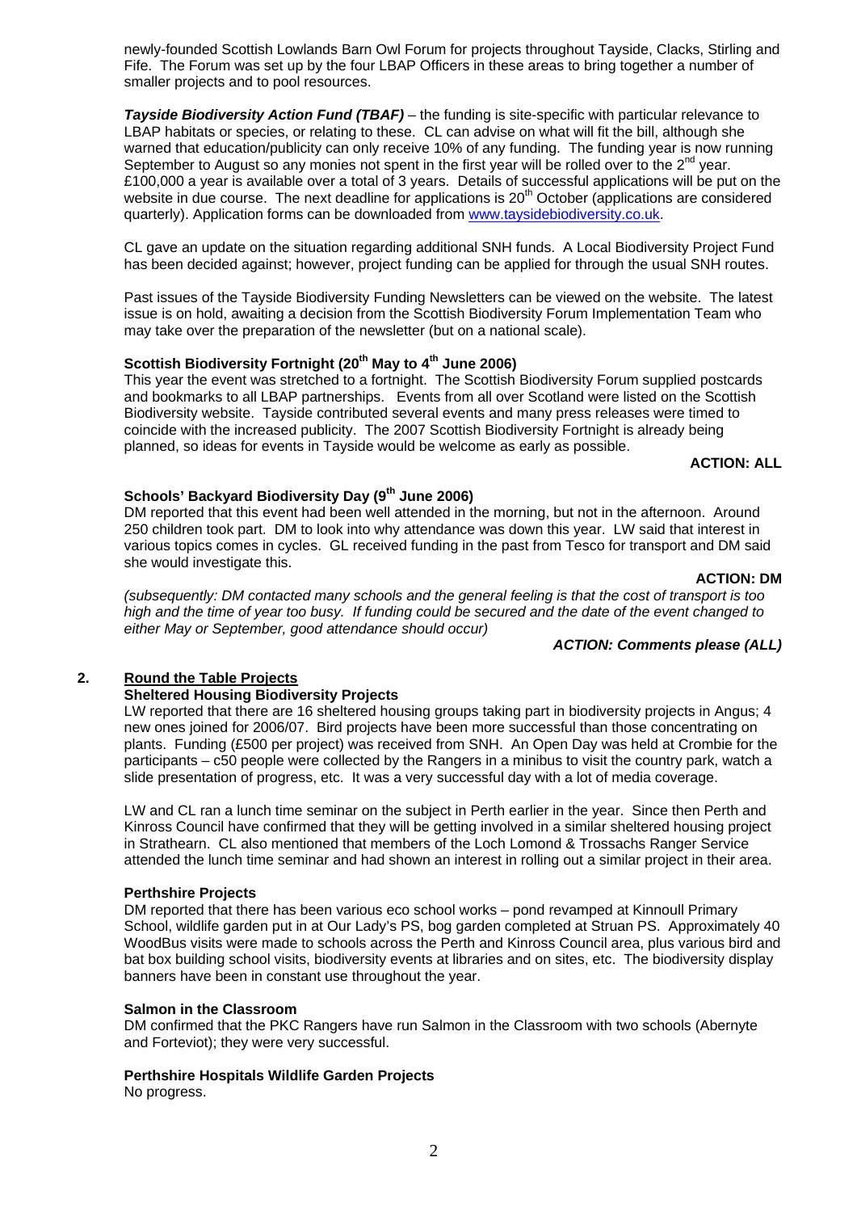newly-founded Scottish Lowlands Barn Owl Forum for projects throughout Tayside, Clacks, Stirling and Fife. The Forum was set up by the four LBAP Officers in these areas to bring together a number of smaller projects and to pool resources.

***Tayside Biodiversity Action Fund (TBAF)*** – the funding is site-specific with particular relevance to LBAP habitats or species, or relating to these. CL can advise on what will fit the bill, although she warned that education/publicity can only receive 10% of any funding. The funding year is now running September to August so any monies not spent in the first year will be rolled over to the 2nd year. £100,000 a year is available over a total of 3 years. Details of successful applications will be put on the website in due course. The next deadline for applications is 20th October (applications are considered quarterly). Application forms can be downloaded from www.taysidebiodiversity.co.uk.

CL gave an update on the situation regarding additional SNH funds. A Local Biodiversity Project Fund has been decided against; however, project funding can be applied for through the usual SNH routes.

Past issues of the Tayside Biodiversity Funding Newsletters can be viewed on the website. The latest issue is on hold, awaiting a decision from the Scottish Biodiversity Forum Implementation Team who may take over the preparation of the newsletter (but on a national scale).

**Scottish Biodiversity Fortnight (20th May to 4th June 2006)**

This year the event was stretched to a fortnight. The Scottish Biodiversity Forum supplied postcards and bookmarks to all LBAP partnerships. Events from all over Scotland were listed on the Scottish Biodiversity website. Tayside contributed several events and many press releases were timed to coincide with the increased publicity. The 2007 Scottish Biodiversity Fortnight is already being planned, so ideas for events in Tayside would be welcome as early as possible.

**ACTION: ALL**

**Schools' Backyard Biodiversity Day (9th June 2006)**

DM reported that this event had been well attended in the morning, but not in the afternoon. Around 250 children took part. DM to look into why attendance was down this year. LW said that interest in various topics comes in cycles. GL received funding in the past from Tesco for transport and DM said she would investigate this.

**ACTION: DM**

*(subsequently: DM contacted many schools and the general feeling is that the cost of transport is too high and the time of year too busy. If funding could be secured and the date of the event changed to either May or September, good attendance should occur)*

***ACTION: Comments please (ALL)***

## 2. Round the Table Projects

**Sheltered Housing Biodiversity Projects**

LW reported that there are 16 sheltered housing groups taking part in biodiversity projects in Angus; 4 new ones joined for 2006/07. Bird projects have been more successful than those concentrating on plants. Funding (£500 per project) was received from SNH. An Open Day was held at Crombie for the participants – c50 people were collected by the Rangers in a minibus to visit the country park, watch a slide presentation of progress, etc. It was a very successful day with a lot of media coverage.

LW and CL ran a lunch time seminar on the subject in Perth earlier in the year. Since then Perth and Kinross Council have confirmed that they will be getting involved in a similar sheltered housing project in Strathearn. CL also mentioned that members of the Loch Lomond & Trossachs Ranger Service attended the lunch time seminar and had shown an interest in rolling out a similar project in their area.

**Perthshire Projects**

DM reported that there has been various eco school works – pond revamped at Kinnoull Primary School, wildlife garden put in at Our Lady's PS, bog garden completed at Struan PS. Approximately 40 WoodBus visits were made to schools across the Perth and Kinross Council area, plus various bird and bat box building school visits, biodiversity events at libraries and on sites, etc. The biodiversity display banners have been in constant use throughout the year.

**Salmon in the Classroom**

DM confirmed that the PKC Rangers have run Salmon in the Classroom with two schools (Abernyte and Forteviot); they were very successful.

**Perthshire Hospitals Wildlife Garden Projects**

No progress.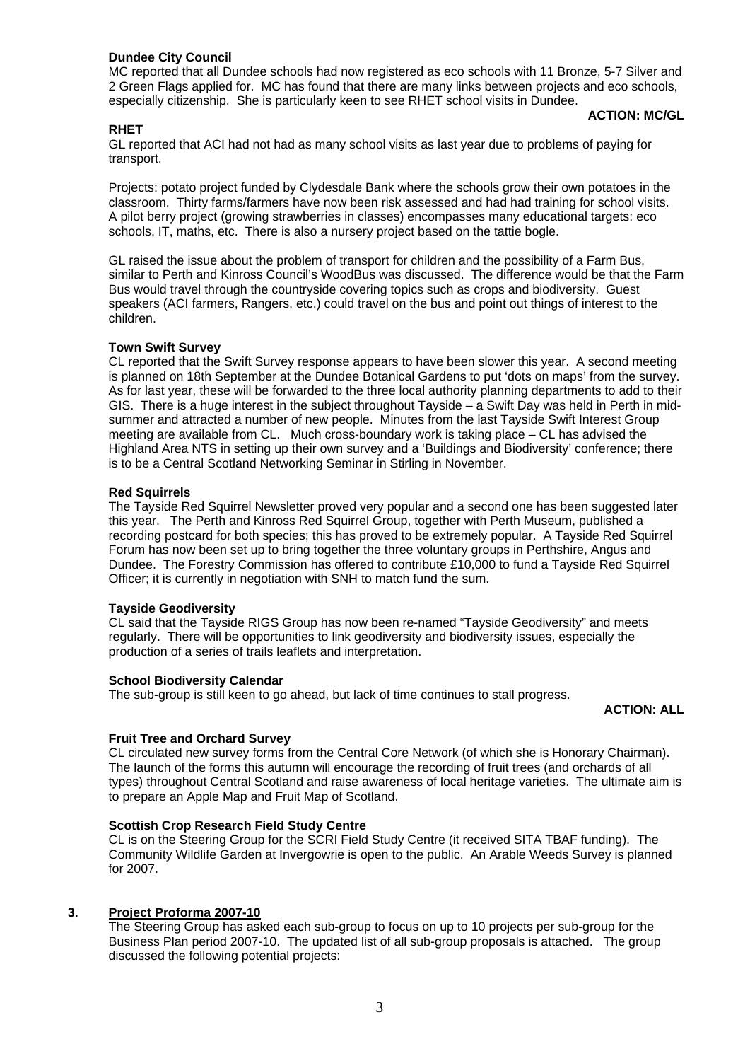**Dundee City Council**

MC reported that all Dundee schools had now registered as eco schools with 11 Bronze, 5-7 Silver and 2 Green Flags applied for. MC has found that there are many links between projects and eco schools, especially citizenship. She is particularly keen to see RHET school visits in Dundee.

**ACTION: MC/GL**

**RHET**

GL reported that ACI had not had as many school visits as last year due to problems of paying for transport.

Projects: potato project funded by Clydesdale Bank where the schools grow their own potatoes in the classroom. Thirty farms/farmers have now been risk assessed and had had training for school visits. A pilot berry project (growing strawberries in classes) encompasses many educational targets: eco schools, IT, maths, etc. There is also a nursery project based on the tattie bogle.

GL raised the issue about the problem of transport for children and the possibility of a Farm Bus, similar to Perth and Kinross Council's WoodBus was discussed. The difference would be that the Farm Bus would travel through the countryside covering topics such as crops and biodiversity. Guest speakers (ACI farmers, Rangers, etc.) could travel on the bus and point out things of interest to the children.

**Town Swift Survey**

CL reported that the Swift Survey response appears to have been slower this year. A second meeting is planned on 18th September at the Dundee Botanical Gardens to put 'dots on maps' from the survey. As for last year, these will be forwarded to the three local authority planning departments to add to their GIS. There is a huge interest in the subject throughout Tayside – a Swift Day was held in Perth in mid-summer and attracted a number of new people. Minutes from the last Tayside Swift Interest Group meeting are available from CL. Much cross-boundary work is taking place – CL has advised the Highland Area NTS in setting up their own survey and a 'Buildings and Biodiversity' conference; there is to be a Central Scotland Networking Seminar in Stirling in November.

**Red Squirrels**

The Tayside Red Squirrel Newsletter proved very popular and a second one has been suggested later this year. The Perth and Kinross Red Squirrel Group, together with Perth Museum, published a recording postcard for both species; this has proved to be extremely popular. A Tayside Red Squirrel Forum has now been set up to bring together the three voluntary groups in Perthshire, Angus and Dundee. The Forestry Commission has offered to contribute £10,000 to fund a Tayside Red Squirrel Officer; it is currently in negotiation with SNH to match fund the sum.

**Tayside Geodiversity**

CL said that the Tayside RIGS Group has now been re-named "Tayside Geodiversity" and meets regularly. There will be opportunities to link geodiversity and biodiversity issues, especially the production of a series of trails leaflets and interpretation.

**School Biodiversity Calendar**

The sub-group is still keen to go ahead, but lack of time continues to stall progress.

**ACTION: ALL**

**Fruit Tree and Orchard Survey**

CL circulated new survey forms from the Central Core Network (of which she is Honorary Chairman). The launch of the forms this autumn will encourage the recording of fruit trees (and orchards of all types) throughout Central Scotland and raise awareness of local heritage varieties. The ultimate aim is to prepare an Apple Map and Fruit Map of Scotland.

**Scottish Crop Research Field Study Centre**

CL is on the Steering Group for the SCRI Field Study Centre (it received SITA TBAF funding). The Community Wildlife Garden at Invergowrie is open to the public. An Arable Weeds Survey is planned for 2007.

## 3. Project Proforma 2007-10

The Steering Group has asked each sub-group to focus on up to 10 projects per sub-group for the Business Plan period 2007-10. The updated list of all sub-group proposals is attached. The group discussed the following potential projects: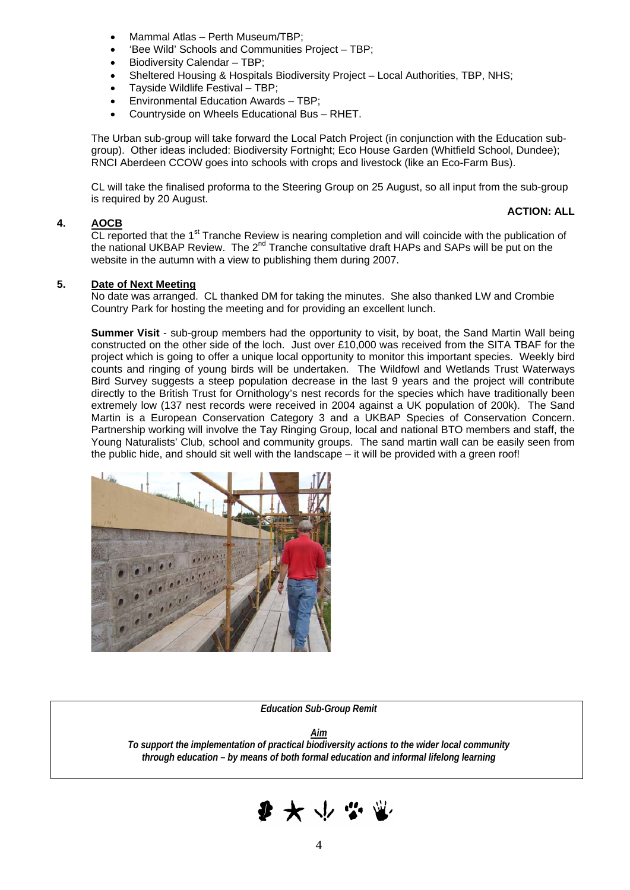- Mammal Atlas – Perth Museum/TBP;
- 'Bee Wild' Schools and Communities Project – TBP;
- Biodiversity Calendar – TBP;
- Sheltered Housing & Hospitals Biodiversity Project – Local Authorities, TBP, NHS;
- Tayside Wildlife Festival – TBP;
- Environmental Education Awards – TBP;
- Countryside on Wheels Educational Bus – RHET.

The Urban sub-group will take forward the Local Patch Project (in conjunction with the Education sub-group). Other ideas included: Biodiversity Fortnight; Eco House Garden (Whitfield School, Dundee); RNCI Aberdeen CCOW goes into schools with crops and livestock (like an Eco-Farm Bus).

CL will take the finalised proforma to the Steering Group on 25 August, so all input from the sub-group is required by 20 August.

**ACTION: ALL**

## 4. AOCB

CL reported that the 1st Tranche Review is nearing completion and will coincide with the publication of the national UKBAP Review. The 2nd Tranche consultative draft HAPs and SAPs will be put on the website in the autumn with a view to publishing them during 2007.

## 5. Date of Next Meeting

No date was arranged. CL thanked DM for taking the minutes. She also thanked LW and Crombie Country Park for hosting the meeting and for providing an excellent lunch.

**Summer Visit** - sub-group members had the opportunity to visit, by boat, the Sand Martin Wall being constructed on the other side of the loch. Just over £10,000 was received from the SITA TBAF for the project which is going to offer a unique local opportunity to monitor this important species. Weekly bird counts and ringing of young birds will be undertaken. The Wildfowl and Wetlands Trust Waterways Bird Survey suggests a steep population decrease in the last 9 years and the project will contribute directly to the British Trust for Ornithology's nest records for the species which have traditionally been extremely low (137 nest records were received in 2004 against a UK population of 200k). The Sand Martin is a European Conservation Category 3 and a UKBAP Species of Conservation Concern. Partnership working will involve the Tay Ringing Group, local and national BTO members and staff, the Young Naturalists' Club, school and community groups. The sand martin wall can be easily seen from the public hide, and should sit well with the landscape – it will be provided with a green roof!

***Education Sub-Group Remit***

***Aim***

***To support the implementation of practical biodiversity actions to the wider local community through education – by means of both formal education and informal lifelong learning***